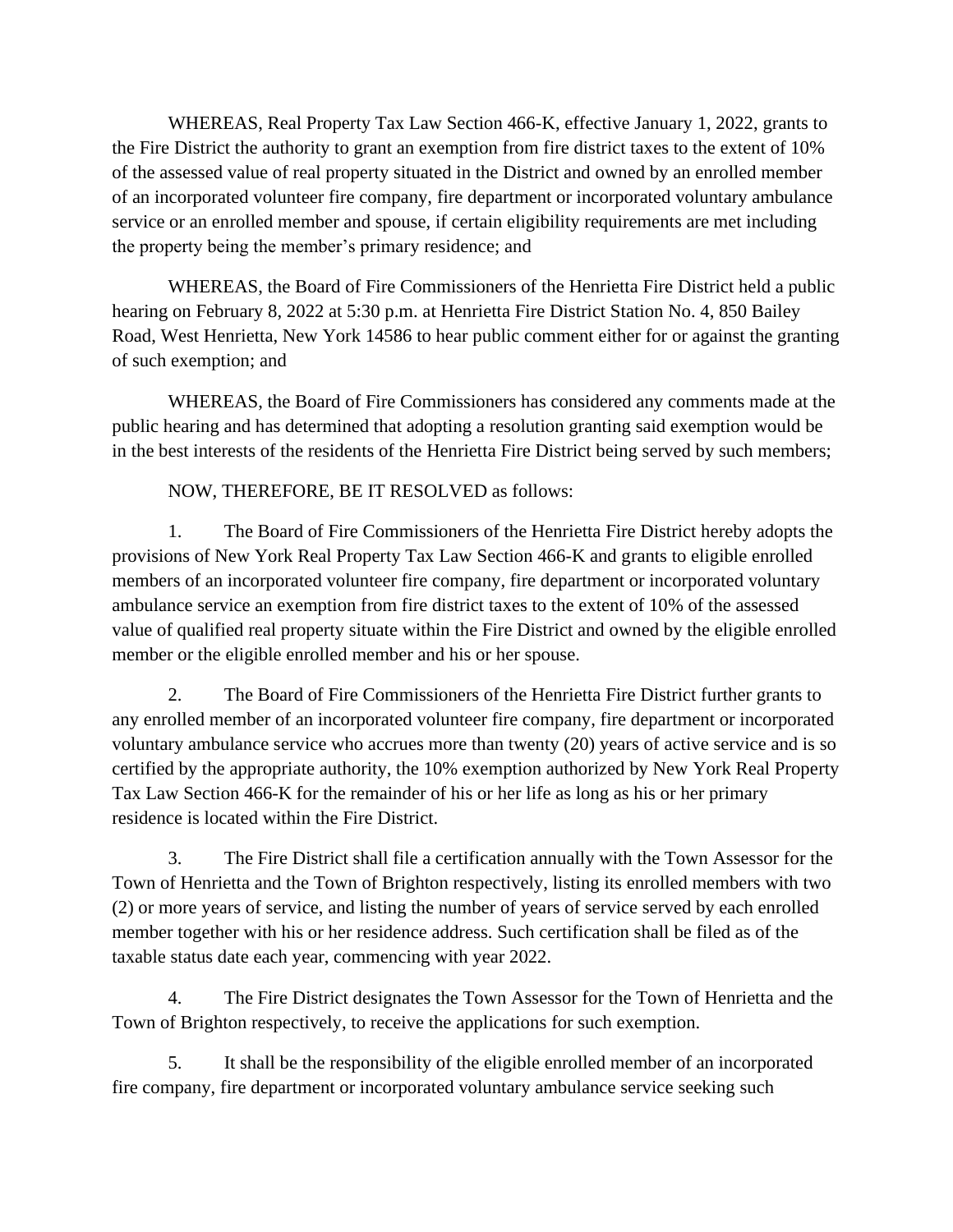WHEREAS, Real Property Tax Law Section 466-K, effective January 1, 2022, grants to the Fire District the authority to grant an exemption from fire district taxes to the extent of 10% of the assessed value of real property situated in the District and owned by an enrolled member of an incorporated volunteer fire company, fire department or incorporated voluntary ambulance service or an enrolled member and spouse, if certain eligibility requirements are met including the property being the member's primary residence; and

WHEREAS, the Board of Fire Commissioners of the Henrietta Fire District held a public hearing on February 8, 2022 at 5:30 p.m. at Henrietta Fire District Station No. 4, 850 Bailey Road, West Henrietta, New York 14586 to hear public comment either for or against the granting of such exemption; and

WHEREAS, the Board of Fire Commissioners has considered any comments made at the public hearing and has determined that adopting a resolution granting said exemption would be in the best interests of the residents of the Henrietta Fire District being served by such members;

NOW, THEREFORE, BE IT RESOLVED as follows:

1. The Board of Fire Commissioners of the Henrietta Fire District hereby adopts the provisions of New York Real Property Tax Law Section 466-K and grants to eligible enrolled members of an incorporated volunteer fire company, fire department or incorporated voluntary ambulance service an exemption from fire district taxes to the extent of 10% of the assessed value of qualified real property situate within the Fire District and owned by the eligible enrolled member or the eligible enrolled member and his or her spouse.

2. The Board of Fire Commissioners of the Henrietta Fire District further grants to any enrolled member of an incorporated volunteer fire company, fire department or incorporated voluntary ambulance service who accrues more than twenty (20) years of active service and is so certified by the appropriate authority, the 10% exemption authorized by New York Real Property Tax Law Section 466-K for the remainder of his or her life as long as his or her primary residence is located within the Fire District.

3. The Fire District shall file a certification annually with the Town Assessor for the Town of Henrietta and the Town of Brighton respectively, listing its enrolled members with two (2) or more years of service, and listing the number of years of service served by each enrolled member together with his or her residence address. Such certification shall be filed as of the taxable status date each year, commencing with year 2022.

4. The Fire District designates the Town Assessor for the Town of Henrietta and the Town of Brighton respectively, to receive the applications for such exemption.

5. It shall be the responsibility of the eligible enrolled member of an incorporated fire company, fire department or incorporated voluntary ambulance service seeking such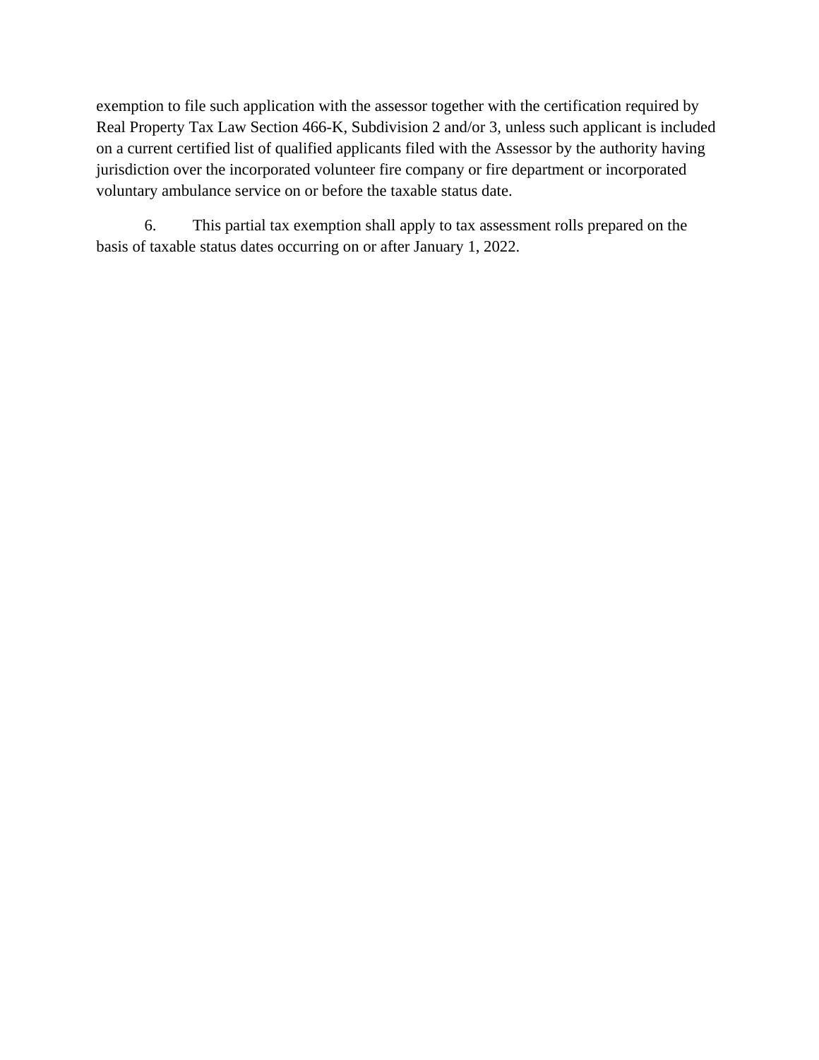exemption to file such application with the assessor together with the certification required by Real Property Tax Law Section 466-K, Subdivision 2 and/or 3, unless such applicant is included on a current certified list of qualified applicants filed with the Assessor by the authority having jurisdiction over the incorporated volunteer fire company or fire department or incorporated voluntary ambulance service on or before the taxable status date.

6. This partial tax exemption shall apply to tax assessment rolls prepared on the basis of taxable status dates occurring on or after January 1, 2022.